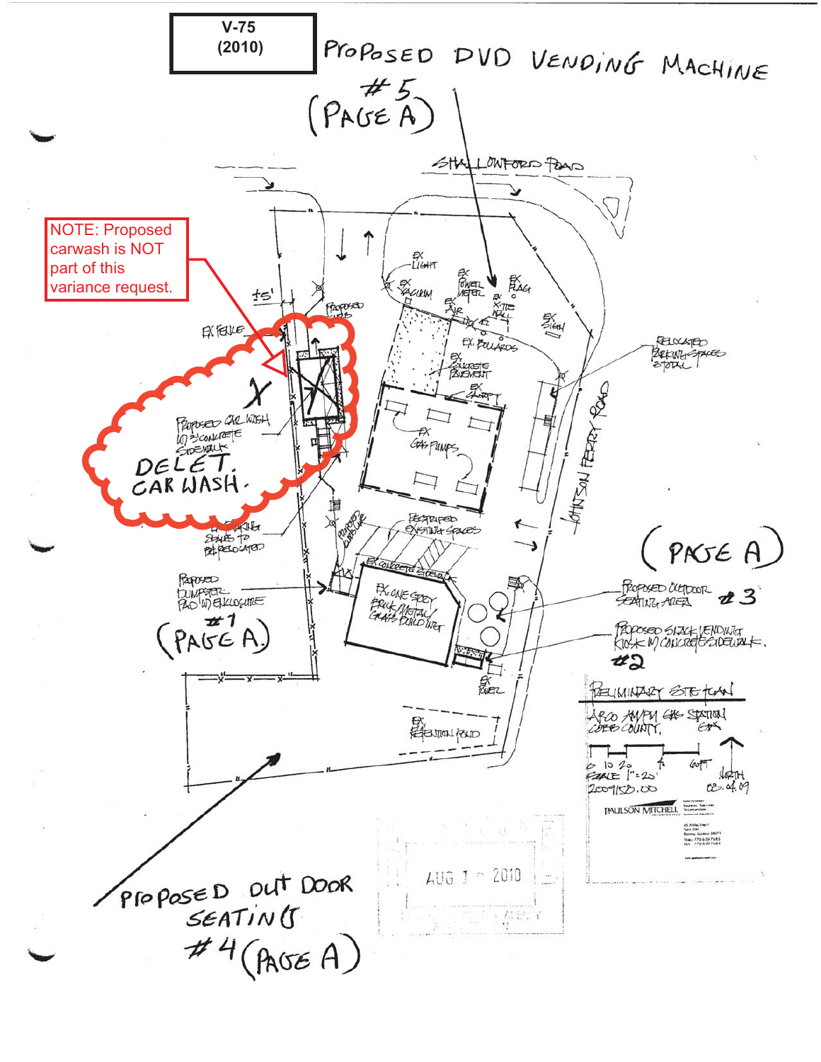**V-75 (2010)**

PROPOSED DVD VENDING MACHINE #5 (PAGE A)

NOTE: Proposed carwash is NOT part of this variance request.

SHALLOWFORD ROAD

JOHNSON FERRY ROAD

±5'

EX FENCE

PROPOSED CURB

EX LIGHT

EX VACUUM

EX POWER METER

EX AIR

EX FLAG

EX X-TIE WALL

EX SIGN

EX BOLLARDS

EX CONCRETE PAVEMENT

EX CANOPY

EX GAS PUMPS

RELOCATED PARKING SPACES 3 TOTAL

PROPOSED CAR WASH W/ 3' CONCRETE SIDEWALK

DELET. CAR WASH.

EX PARKING SPACES TO BE RELOCATED

PROPOSED CURB LINE

RESTRIPED EXISTING SPACES

EX CONCRETE SIDEWALK

EX ONE STORY BRICK/METAL/GLASS BUILDING

PROPOSED DUMPSTER PAD W/ ENCLOSURE #1 (PAGE A)

PROPOSED OUTDOOR SEATING AREA #3

PROPOSED SNACK VENDING KIOSK W/ CONCRETE SIDEWALK. #2

(PAGE A)

EX POWER

EX RETENTION POND

PRELIMINARY SITE PLAN

ARCO AM/PM GAS STATION COBB COUNTY, GA

0 10 20 60FT

SCALE 1" = 20'

2009158.00

NORTH

08.04.09

PAULSON MITCHELL

AUG 1 - 2010

PROPOSED OUT DOOR SEATING #4 (PAGE A)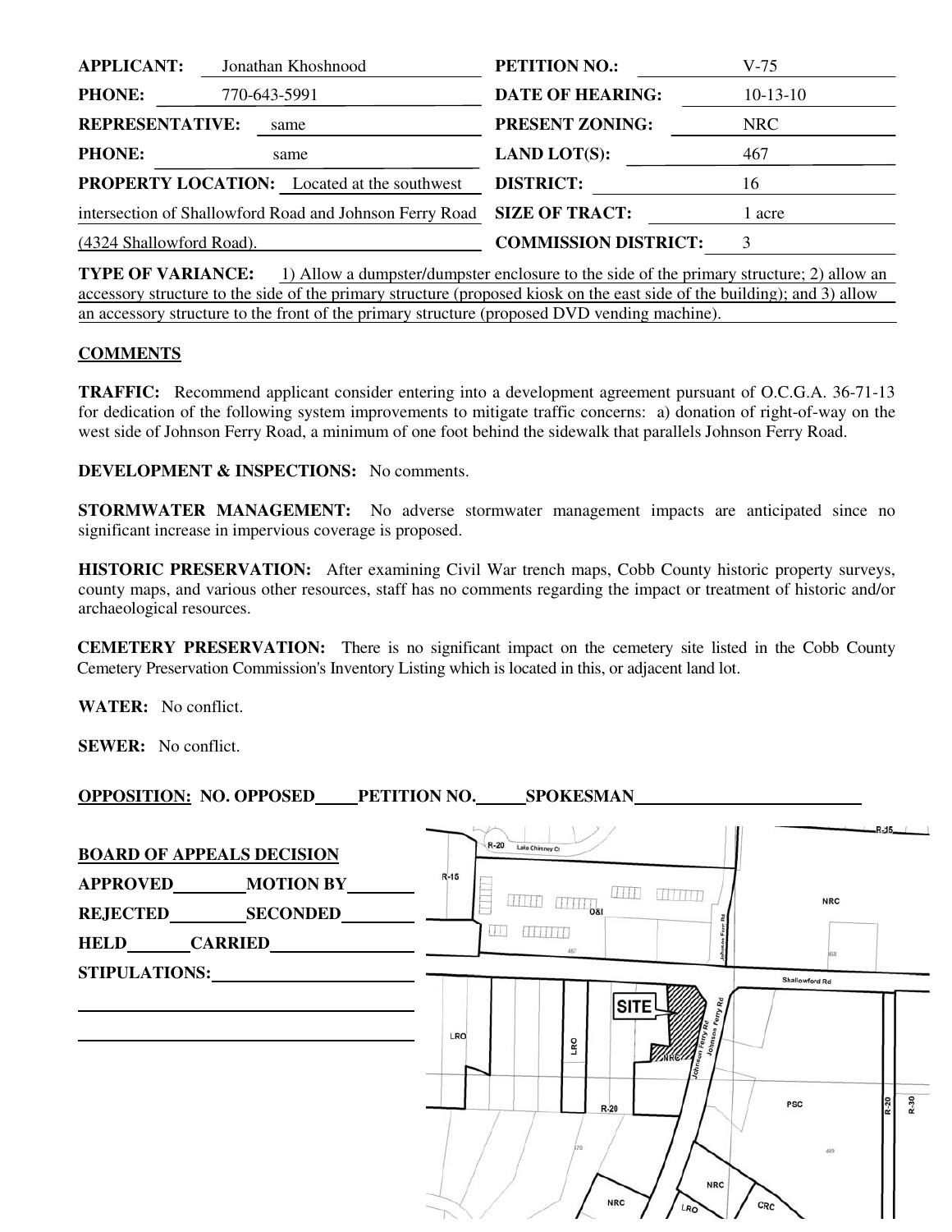| | | | |
|---|---|---|---|
| **APPLICANT:** | Jonathan Khoshnood | **PETITION NO.:** | V-75 |
| **PHONE:** | 770-643-5991 | **DATE OF HEARING:** | 10-13-10 |
| **REPRESENTATIVE:** | same | **PRESENT ZONING:** | NRC |
| **PHONE:** | same | **LAND LOT(S):** | 467 |
| **PROPERTY LOCATION:** | Located at the southwest intersection of Shallowford Road and Johnson Ferry Road (4324 Shallowford Road). | **DISTRICT:** | 16 |
| | | **SIZE OF TRACT:** | 1 acre |
| | | **COMMISSION DISTRICT:** | 3 |

**TYPE OF VARIANCE:** 1) Allow a dumpster/dumpster enclosure to the side of the primary structure; 2) allow an accessory structure to the side of the primary structure (proposed kiosk on the east side of the building); and 3) allow an accessory structure to the front of the primary structure (proposed DVD vending machine).

## COMMENTS

**TRAFFIC:** Recommend applicant consider entering into a development agreement pursuant of O.C.G.A. 36-71-13 for dedication of the following system improvements to mitigate traffic concerns: a) donation of right-of-way on the west side of Johnson Ferry Road, a minimum of one foot behind the sidewalk that parallels Johnson Ferry Road.

**DEVELOPMENT & INSPECTIONS:** No comments.

**STORMWATER MANAGEMENT:** No adverse stormwater management impacts are anticipated since no significant increase in impervious coverage is proposed.

**HISTORIC PRESERVATION:** After examining Civil War trench maps, Cobb County historic property surveys, county maps, and various other resources, staff has no comments regarding the impact or treatment of historic and/or archaeological resources.

**CEMETERY PRESERVATION:** There is no significant impact on the cemetery site listed in the Cobb County Cemetery Preservation Commission's Inventory Listing which is located in this, or adjacent land lot.

**WATER:** No conflict.

**SEWER:** No conflict.

**OPPOSITION:** NO. OPPOSED\_\_\_\_\_ PETITION NO.\_\_\_\_\_ SPOKESMAN\_\_\_\_\_\_\_\_\_\_\_\_\_\_\_\_\_\_\_\_

**BOARD OF APPEALS DECISION**

**APPROVED**\_\_\_\_\_\_\_\_ **MOTION BY**\_\_\_\_\_\_\_\_

**REJECTED**\_\_\_\_\_\_\_\_ **SECONDED**\_\_\_\_\_\_\_\_

**HELD**\_\_\_\_\_\_\_\_ **CARRIED**\_\_\_\_\_\_\_\_

**STIPULATIONS:**\_\_\_\_\_\_\_\_\_\_\_\_\_\_\_\_\_\_\_\_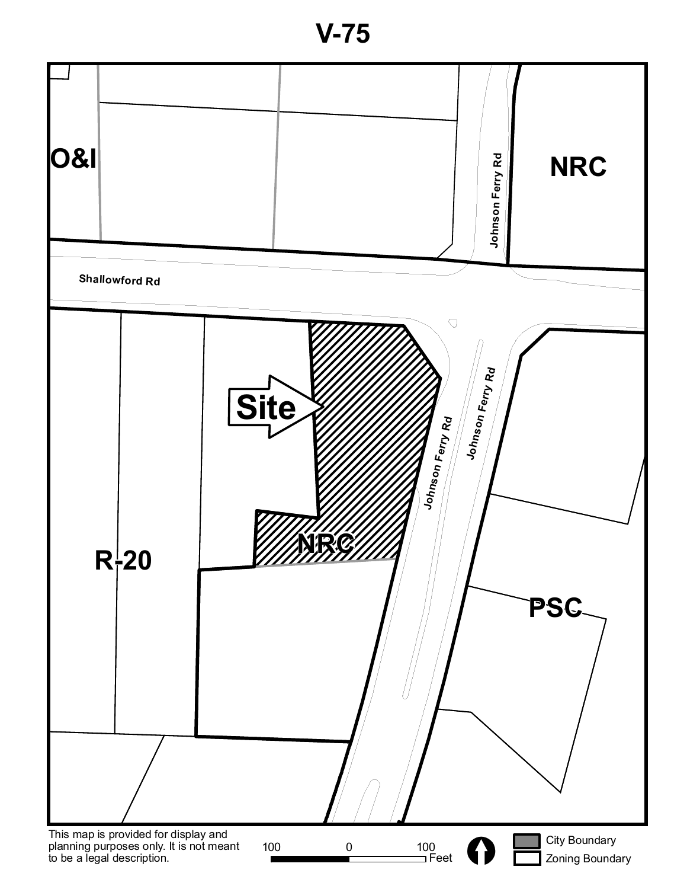# V-75

O&I

NRC

Shallowford Rd

Johnson Ferry Rd

Site

NRC

R-20

PSC

This map is provided for display and planning purposes only. It is not meant to be a legal description.

100 0 100 Feet

City Boundary

Zoning Boundary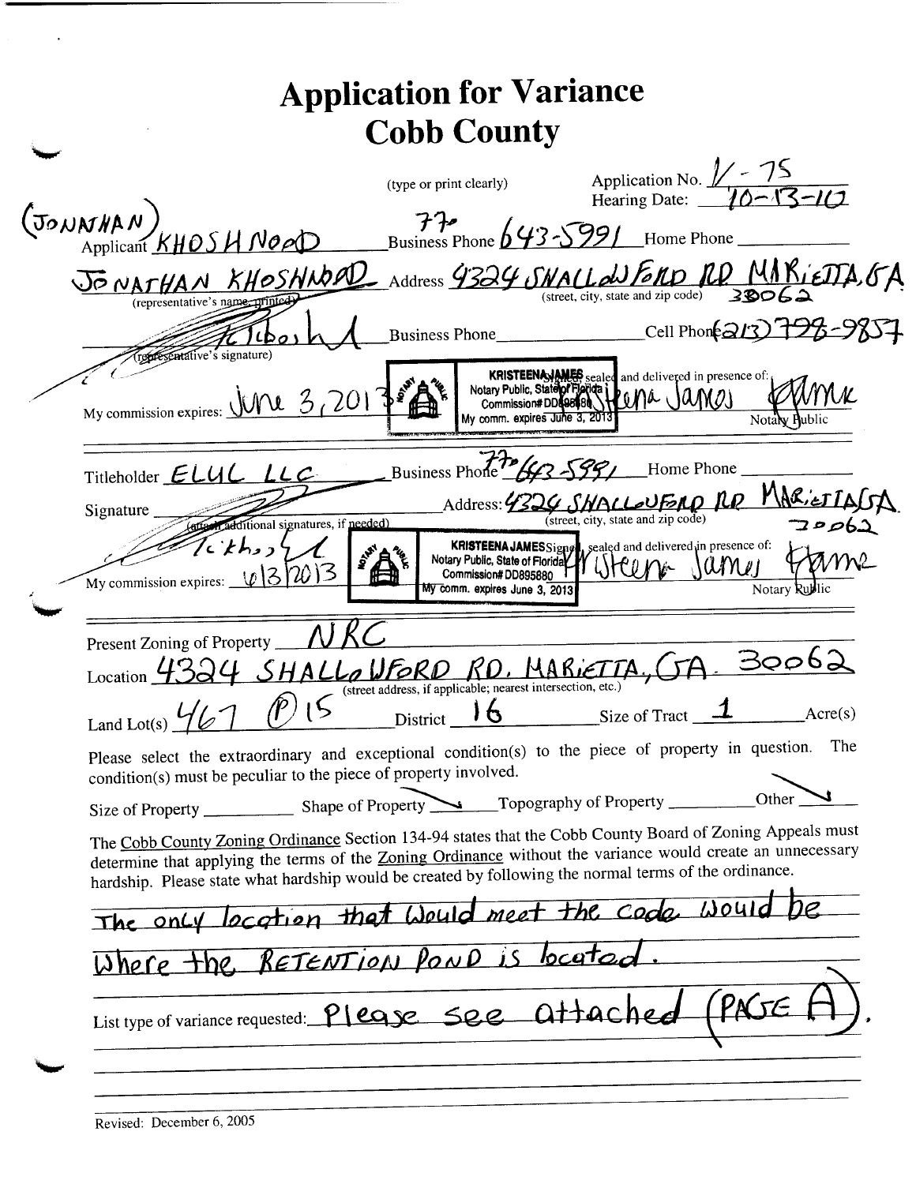# Application for Variance
# Cobb County

(type or print clearly)

Application No. V-75
Hearing Date: 10-13-10

(JONATHAN)
Applicant KHOSHNOOD Business Phone 770 643-5991 Home Phone ___________

JONATHAN KHOSHNOOD Address 4324 SHALLOWFORD RD MARIETTA, GA 30062
(representative's name, printed) (street, city, state and zip code)

[signature] Business Phone ___________ Cell Phone (213) 798-9857
(representative's signature)

My commission expires: June 3, 2013

KRISTEENA JAMES
Notary Public, State of Florida
Commission# DD895880
My comm. expires June 3, 2013

Signed, sealed and delivered in presence of: Kristeena James [signature]
Notary Public

---

Titleholder ELUL LLC Business Phone 770 643-5991 Home Phone ___________

Signature [signature] Address: 4324 SHALLOWFORD RD MARIETTA GA 30062
(attach additional signatures, if needed) (street, city, state and zip code)

My commission expires: 6/3/2013

KRISTEENA JAMES
Notary Public, State of Florida
Commission# DD895880
My comm. expires June 3, 2013

Signed, sealed and delivered in presence of: Kristeena James [signature]
Notary Public

---

Present Zoning of Property NRC

Location 4324 SHALLOWFORD RD. MARIETTA, GA. 30062
(street address, if applicable; nearest intersection, etc.)

Land Lot(s) 467 (P) 15 District 16 Size of Tract 1 Acre(s)

Please select the extraordinary and exceptional condition(s) to the piece of property in question. The condition(s) must be peculiar to the piece of property involved.

Size of Property ___________ Shape of Property ✓ Topography of Property ___________ Other ✓

The Cobb County Zoning Ordinance Section 134-94 states that the Cobb County Board of Zoning Appeals must determine that applying the terms of the Zoning Ordinance without the variance would create an unnecessary hardship. Please state what hardship would be created by following the normal terms of the ordinance.

The only location that would meet the code would be where the RETENTION POND is located.

List type of variance requested: Please see attached (PAGE A).

Revised: December 6, 2005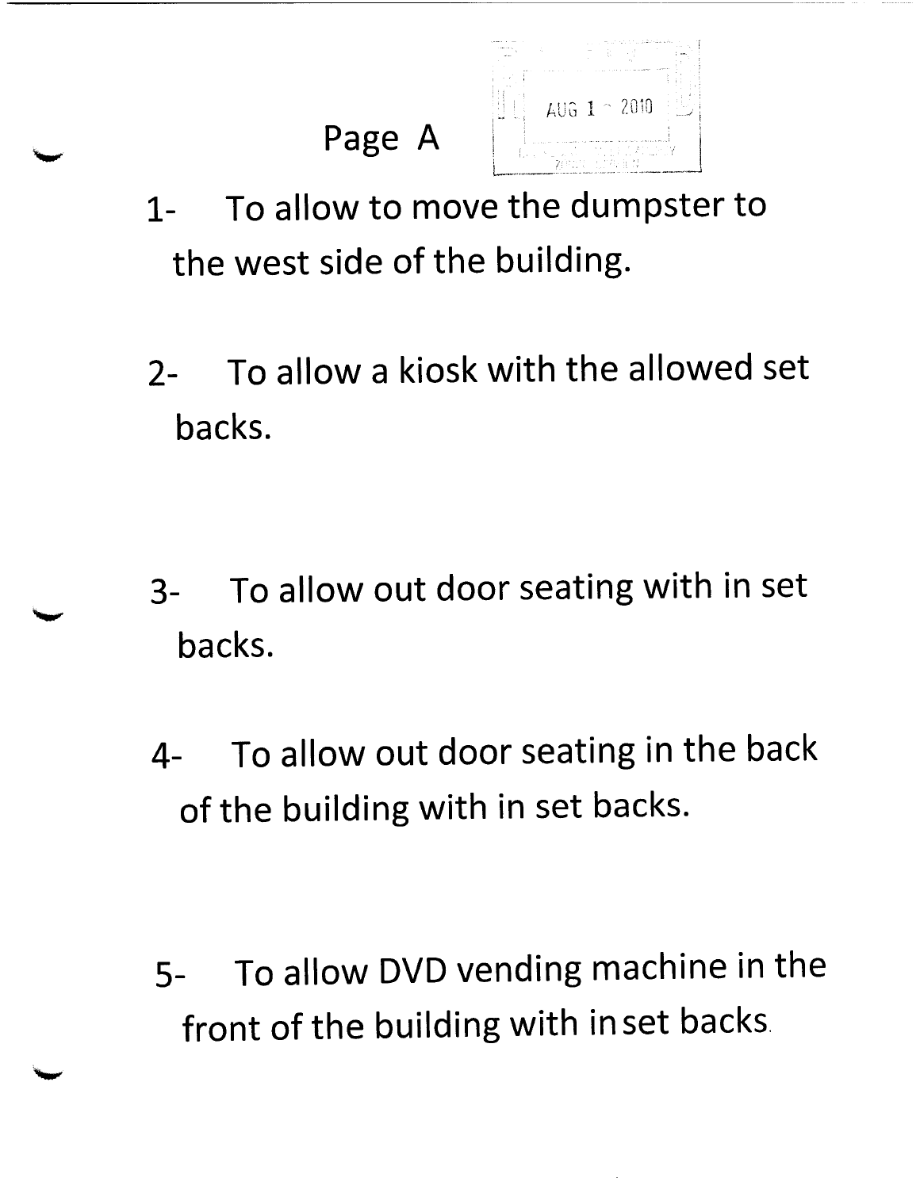# Page A

AUG 1 ~ 2010

1- To allow to move the dumpster to the west side of the building.

2- To allow a kiosk with the allowed set backs.

3- To allow out door seating with in set backs.

4- To allow out door seating in the back of the building with in set backs.

5- To allow DVD vending machine in the front of the building with inset backs.